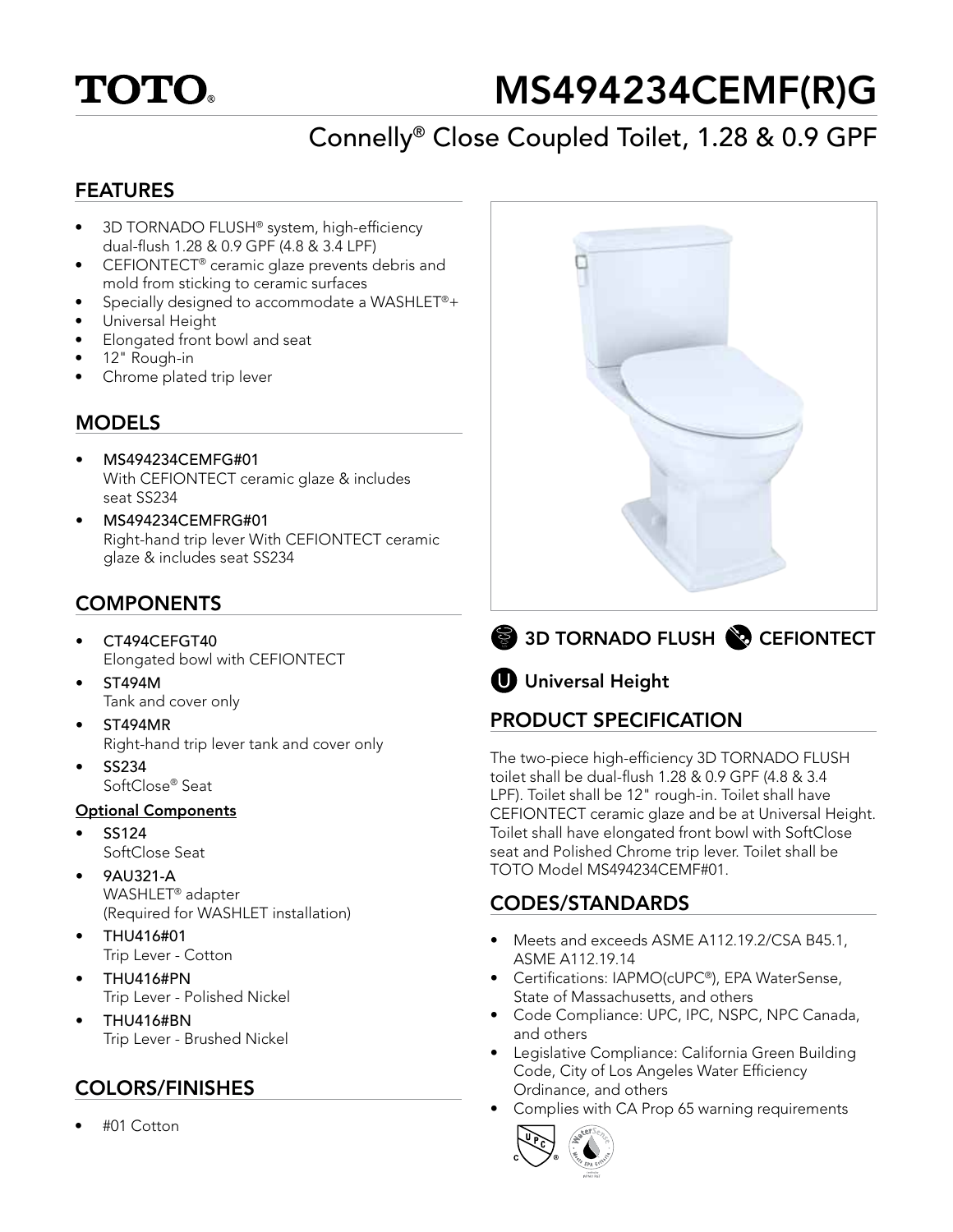# TOTO.

# MS494234CEMF(R)G

## Connelly® Close Coupled Toilet, 1.28 & 0.9 GPF

## FEATURES

- 3D TORNADO FLUSH® system, high-efficiency dual-flush 1.28 & 0.9 GPF (4.8 & 3.4 LPF)
- CEFIONTECT® ceramic glaze prevents debris and mold from sticking to ceramic surfaces
- Specially designed to accommodate a WASHLET®+
- Universal Height
- Elongated front bowl and seat
- 12" Rough-in
- Chrome plated trip lever

## MODELS

- **MS494234CEMFG#01**
  With CEFIONTECT ceramic glaze & includes seat SS234
- **MS494234CEMFRG#01**
  Right-hand trip lever With CEFIONTECT ceramic glaze & includes seat SS234

## COMPONENTS

- **CT494CEFGT40**
  Elongated bowl with CEFIONTECT
- **ST494M**
  Tank and cover only
- **ST494MR**
  Right-hand trip lever tank and cover only
- **SS234**
  SoftClose® Seat

**Optional Components**

- **SS124**
  SoftClose Seat
- **9AU321-A**
  WASHLET® adapter
  (Required for WASHLET installation)
- **THU416#01**
  Trip Lever - Cotton
- **THU416#PN**
  Trip Lever - Polished Nickel
- **THU416#BN**
  Trip Lever - Brushed Nickel

## COLORS/FINISHES

- #01 Cotton

**3D TORNADO FLUSH** **CEFIONTECT**

**Universal Height**

## PRODUCT SPECIFICATION

The two-piece high-efficiency 3D TORNADO FLUSH toilet shall be dual-flush 1.28 & 0.9 GPF (4.8 & 3.4 LPF). Toilet shall be 12" rough-in. Toilet shall have CEFIONTECT ceramic glaze and be at Universal Height. Toilet shall have elongated front bowl with SoftClose seat and Polished Chrome trip lever. Toilet shall be TOTO Model MS494234CEMF#01.

## CODES/STANDARDS

- Meets and exceeds ASME A112.19.2/CSA B45.1, ASME A112.19.14
- Certifications: IAPMO(cUPC®), EPA WaterSense, State of Massachusetts, and others
- Code Compliance: UPC, IPC, NSPC, NPC Canada, and others
- Legislative Compliance: California Green Building Code, City of Los Angeles Water Efficiency Ordinance, and others
- Complies with CA Prop 65 warning requirements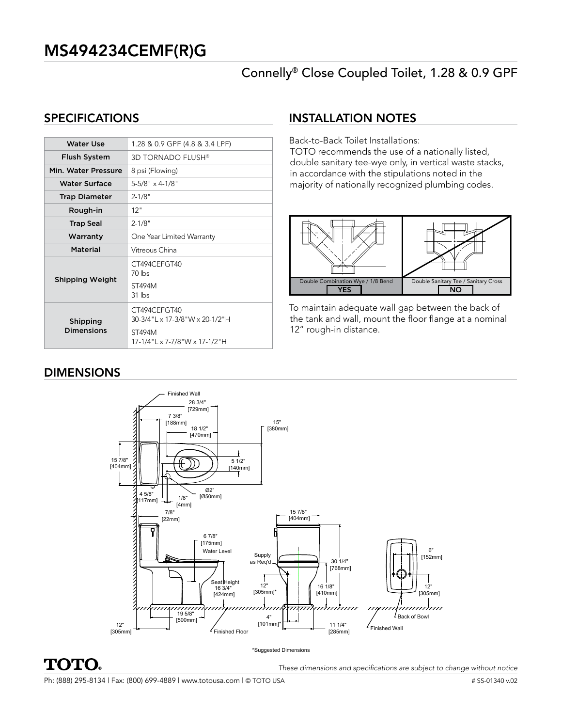# MS494234CEMF(R)G

## Connelly® Close Coupled Toilet, 1.28 & 0.9 GPF

## SPECIFICATIONS

| | |
|---|---|
| Water Use | 1.28 & 0.9 GPF (4.8 & 3.4 LPF) |
| Flush System | 3D TORNADO FLUSH® |
| Min. Water Pressure | 8 psi (Flowing) |
| Water Surface | 5-5/8" x 4-1/8" |
| Trap Diameter | 2-1/8" |
| Rough-in | 12" |
| Trap Seal | 2-1/8" |
| Warranty | One Year Limited Warranty |
| Material | Vitreous China |
| Shipping Weight | CT494CEFGT40 70 lbs<br>ST494M 31 lbs |
| Shipping Dimensions | CT494CEFGT40 30-3/4"L x 17-3/8"W x 20-1/2"H<br>ST494M 17-1/4"L x 7-7/8"W x 17-1/2"H |

## INSTALLATION NOTES

Back-to-Back Toilet Installations:
TOTO recommends the use of a nationally listed, double sanitary tee-wye only, in vertical waste stacks, in accordance with the stipulations noted in the majority of nationally recognized plumbing codes.

Double Combination Wye / 1/8 Bend
YES

Double Sanitary Tee / Sanitary Cross
NO

To maintain adequate wall gap between the back of the tank and wall, mount the floor flange at a nominal 12" rough-in distance.

## DIMENSIONS

Finished Wall
28 3/4" [729mm]
7 3/8" [188mm]
18 1/2" [470mm]
15" [380mm]
15 7/8" [404mm]
5 1/2" [140mm]
4 5/8" [117mm]
1/8" [4mm]
Ø2" [Ø50mm]
7/8" [22mm]
6 7/8" [175mm]
Water Level
Seat Height 16 3/4" [424mm]
19 5/8" [500mm]
12" [305mm]
Finished Floor
15 7/8" [404mm]
Supply as Req'd
30 1/4" [768mm]
12" [305mm]*
16 1/8" [410mm]
4" [101mm]*
11 1/4" [285mm]
6" [152mm]
12" [305mm]
Back of Bowl
Finished Wall

*Suggested Dimensions

*These dimensions and specifications are subject to change without notice*

Ph: (888) 295-8134 | Fax: (800) 699-4889 | www.totousa.com | © TOTO USA

# SS-01340 v.02